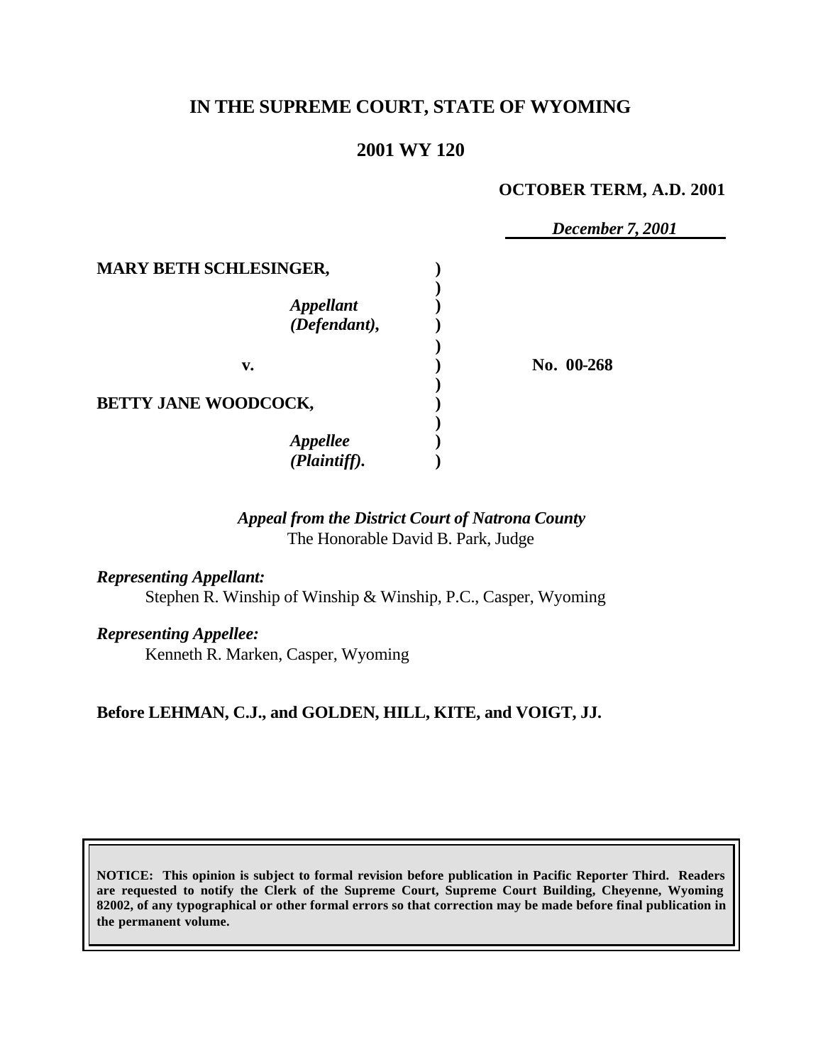# IN THE SUPREME COURT, STATE OF WYOMING

## 2001 WY 120

**OCTOBER TERM, A.D. 2001**

*December 7, 2001*

| | | |
|---|---|---|
| **MARY BETH SCHLESINGER,** | ) | |
| *Appellant* *(Defendant),* | ) | |
| **v.** | ) | **No. 00-268** |
| **BETTY JANE WOODCOCK,** | ) | |
| *Appellee* *(Plaintiff).* | ) | |

*Appeal from the District Court of Natrona County*
The Honorable David B. Park, Judge

*Representing Appellant:*
Stephen R. Winship of Winship & Winship, P.C., Casper, Wyoming

*Representing Appellee:*
Kenneth R. Marken, Casper, Wyoming

**Before LEHMAN, C.J., and GOLDEN, HILL, KITE, and VOIGT, JJ.**

**NOTICE: This opinion is subject to formal revision before publication in Pacific Reporter Third. Readers are requested to notify the Clerk of the Supreme Court, Supreme Court Building, Cheyenne, Wyoming 82002, of any typographical or other formal errors so that correction may be made before final publication in the permanent volume.**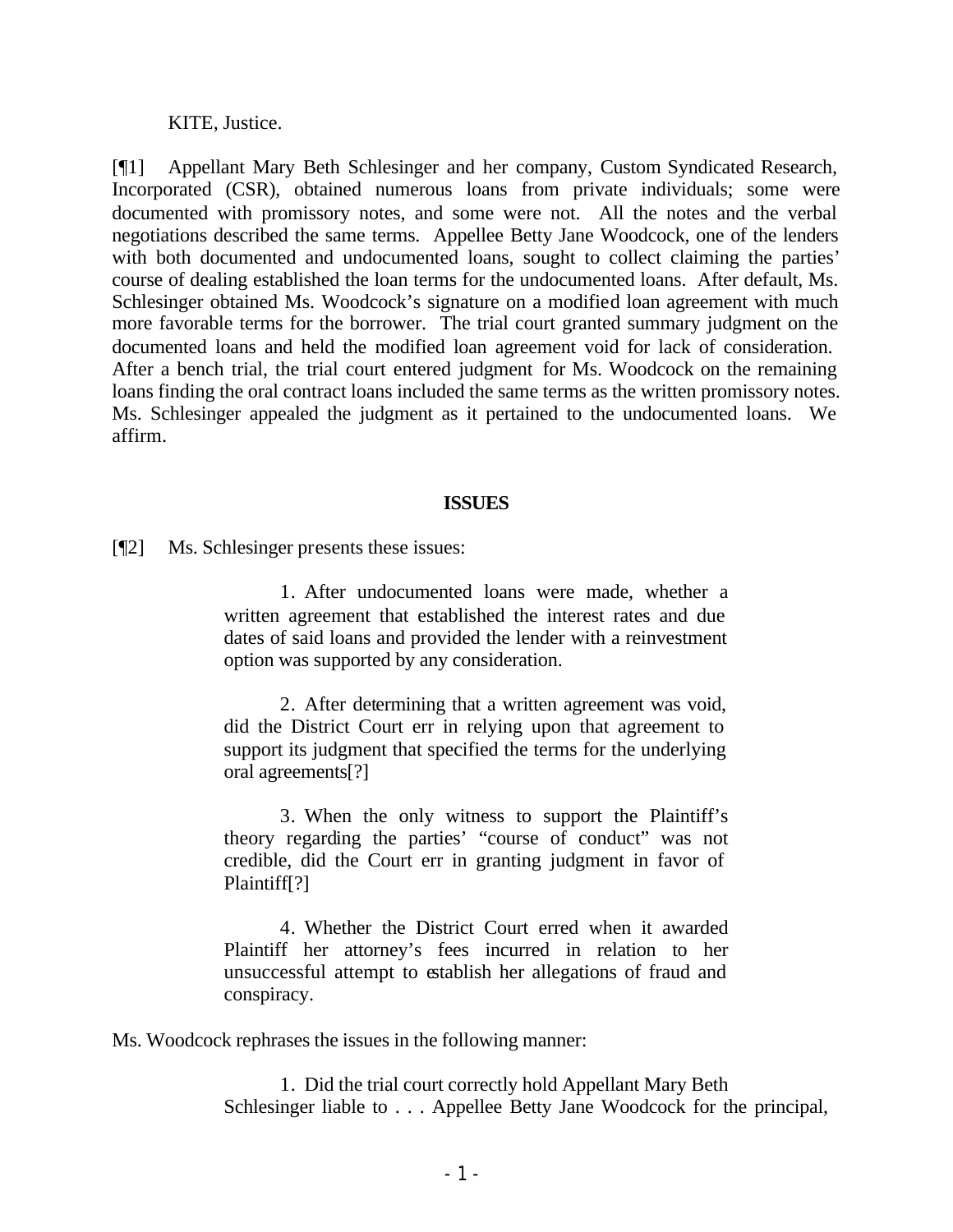KITE, Justice.

[¶1] Appellant Mary Beth Schlesinger and her company, Custom Syndicated Research, Incorporated (CSR), obtained numerous loans from private individuals; some were documented with promissory notes, and some were not. All the notes and the verbal negotiations described the same terms. Appellee Betty Jane Woodcock, one of the lenders with both documented and undocumented loans, sought to collect claiming the parties' course of dealing established the loan terms for the undocumented loans. After default, Ms. Schlesinger obtained Ms. Woodcock's signature on a modified loan agreement with much more favorable terms for the borrower. The trial court granted summary judgment on the documented loans and held the modified loan agreement void for lack of consideration. After a bench trial, the trial court entered judgment for Ms. Woodcock on the remaining loans finding the oral contract loans included the same terms as the written promissory notes. Ms. Schlesinger appealed the judgment as it pertained to the undocumented loans. We affirm.

## ISSUES

[¶2] Ms. Schlesinger presents these issues:

> 1. After undocumented loans were made, whether a written agreement that established the interest rates and due dates of said loans and provided the lender with a reinvestment option was supported by any consideration.
>
> 2. After determining that a written agreement was void, did the District Court err in relying upon that agreement to support its judgment that specified the terms for the underlying oral agreements[?]
>
> 3. When the only witness to support the Plaintiff's theory regarding the parties' "course of conduct" was not credible, did the Court err in granting judgment in favor of Plaintiff[?]
>
> 4. Whether the District Court erred when it awarded Plaintiff her attorney's fees incurred in relation to her unsuccessful attempt to establish her allegations of fraud and conspiracy.

Ms. Woodcock rephrases the issues in the following manner:

> 1. Did the trial court correctly hold Appellant Mary Beth Schlesinger liable to . . . Appellee Betty Jane Woodcock for the principal,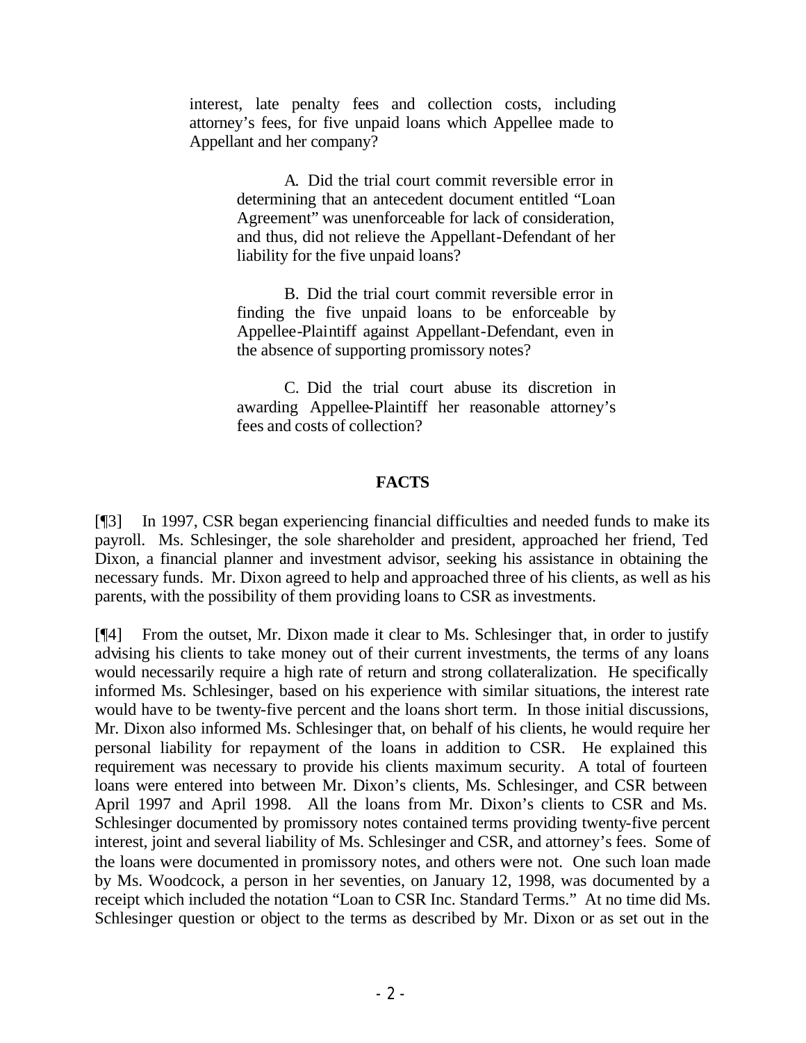interest, late penalty fees and collection costs, including attorney's fees, for five unpaid loans which Appellee made to Appellant and her company?

> A. Did the trial court commit reversible error in determining that an antecedent document entitled "Loan Agreement" was unenforceable for lack of consideration, and thus, did not relieve the Appellant-Defendant of her liability for the five unpaid loans?
>
> B. Did the trial court commit reversible error in finding the five unpaid loans to be enforceable by Appellee-Plaintiff against Appellant-Defendant, even in the absence of supporting promissory notes?
>
> C. Did the trial court abuse its discretion in awarding Appellee-Plaintiff her reasonable attorney's fees and costs of collection?

## FACTS

[¶3] In 1997, CSR began experiencing financial difficulties and needed funds to make its payroll. Ms. Schlesinger, the sole shareholder and president, approached her friend, Ted Dixon, a financial planner and investment advisor, seeking his assistance in obtaining the necessary funds. Mr. Dixon agreed to help and approached three of his clients, as well as his parents, with the possibility of them providing loans to CSR as investments.

[¶4] From the outset, Mr. Dixon made it clear to Ms. Schlesinger that, in order to justify advising his clients to take money out of their current investments, the terms of any loans would necessarily require a high rate of return and strong collateralization. He specifically informed Ms. Schlesinger, based on his experience with similar situations, the interest rate would have to be twenty-five percent and the loans short term. In those initial discussions, Mr. Dixon also informed Ms. Schlesinger that, on behalf of his clients, he would require her personal liability for repayment of the loans in addition to CSR. He explained this requirement was necessary to provide his clients maximum security. A total of fourteen loans were entered into between Mr. Dixon's clients, Ms. Schlesinger, and CSR between April 1997 and April 1998. All the loans from Mr. Dixon's clients to CSR and Ms. Schlesinger documented by promissory notes contained terms providing twenty-five percent interest, joint and several liability of Ms. Schlesinger and CSR, and attorney's fees. Some of the loans were documented in promissory notes, and others were not. One such loan made by Ms. Woodcock, a person in her seventies, on January 12, 1998, was documented by a receipt which included the notation "Loan to CSR Inc. Standard Terms." At no time did Ms. Schlesinger question or object to the terms as described by Mr. Dixon or as set out in the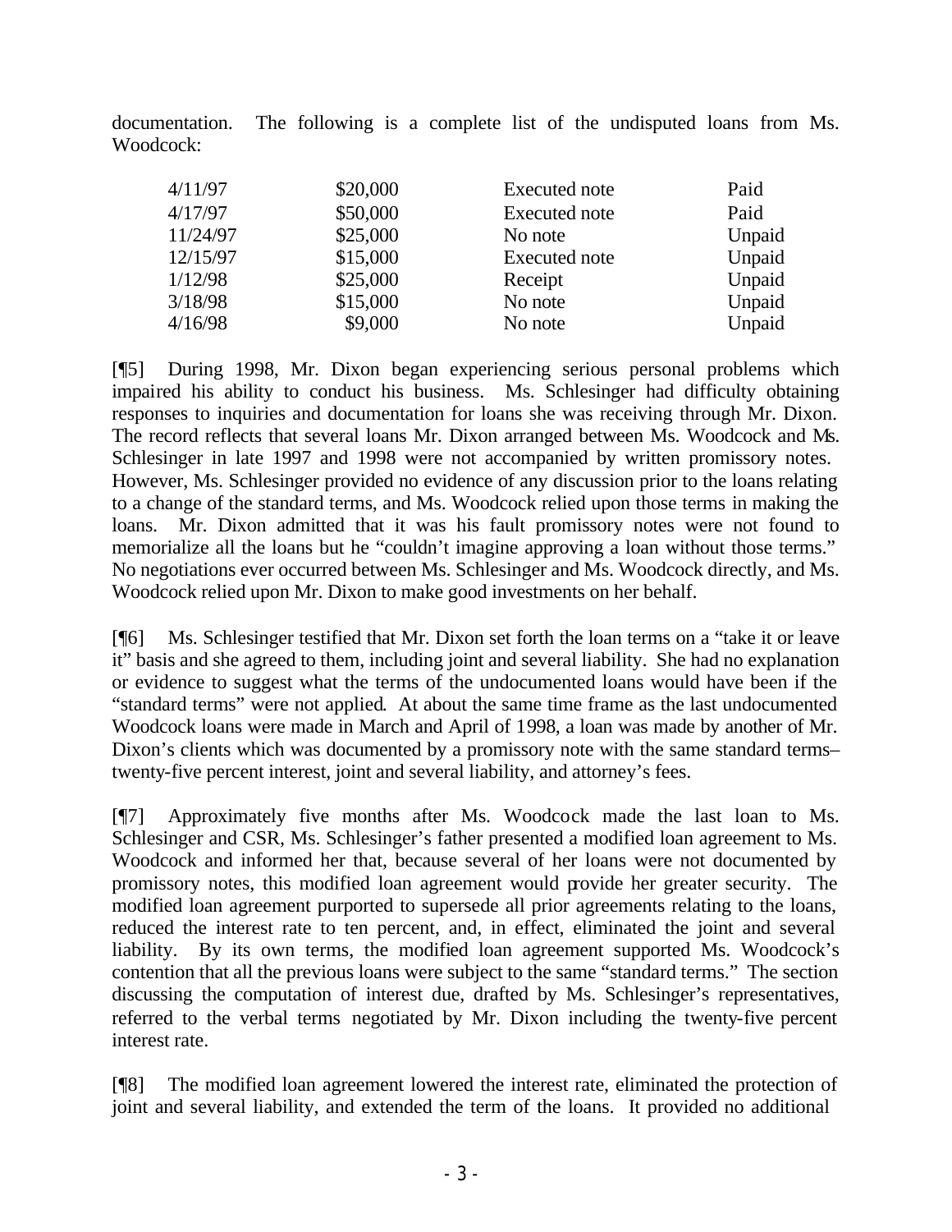documentation. The following is a complete list of the undisputed loans from Ms. Woodcock:

| | | | |
|---|---|---|---|
| 4/11/97 | $20,000 | Executed note | Paid |
| 4/17/97 | $50,000 | Executed note | Paid |
| 11/24/97 | $25,000 | No note | Unpaid |
| 12/15/97 | $15,000 | Executed note | Unpaid |
| 1/12/98 | $25,000 | Receipt | Unpaid |
| 3/18/98 | $15,000 | No note | Unpaid |
| 4/16/98 | $9,000 | No note | Unpaid |

[¶5] During 1998, Mr. Dixon began experiencing serious personal problems which impaired his ability to conduct his business. Ms. Schlesinger had difficulty obtaining responses to inquiries and documentation for loans she was receiving through Mr. Dixon. The record reflects that several loans Mr. Dixon arranged between Ms. Woodcock and Ms. Schlesinger in late 1997 and 1998 were not accompanied by written promissory notes. However, Ms. Schlesinger provided no evidence of any discussion prior to the loans relating to a change of the standard terms, and Ms. Woodcock relied upon those terms in making the loans. Mr. Dixon admitted that it was his fault promissory notes were not found to memorialize all the loans but he "couldn't imagine approving a loan without those terms." No negotiations ever occurred between Ms. Schlesinger and Ms. Woodcock directly, and Ms. Woodcock relied upon Mr. Dixon to make good investments on her behalf.

[¶6] Ms. Schlesinger testified that Mr. Dixon set forth the loan terms on a "take it or leave it" basis and she agreed to them, including joint and several liability. She had no explanation or evidence to suggest what the terms of the undocumented loans would have been if the "standard terms" were not applied. At about the same time frame as the last undocumented Woodcock loans were made in March and April of 1998, a loan was made by another of Mr. Dixon's clients which was documented by a promissory note with the same standard terms– twenty-five percent interest, joint and several liability, and attorney's fees.

[¶7] Approximately five months after Ms. Woodcock made the last loan to Ms. Schlesinger and CSR, Ms. Schlesinger's father presented a modified loan agreement to Ms. Woodcock and informed her that, because several of her loans were not documented by promissory notes, this modified loan agreement would provide her greater security. The modified loan agreement purported to supersede all prior agreements relating to the loans, reduced the interest rate to ten percent, and, in effect, eliminated the joint and several liability. By its own terms, the modified loan agreement supported Ms. Woodcock's contention that all the previous loans were subject to the same "standard terms." The section discussing the computation of interest due, drafted by Ms. Schlesinger's representatives, referred to the verbal terms negotiated by Mr. Dixon including the twenty-five percent interest rate.

[¶8] The modified loan agreement lowered the interest rate, eliminated the protection of joint and several liability, and extended the term of the loans. It provided no additional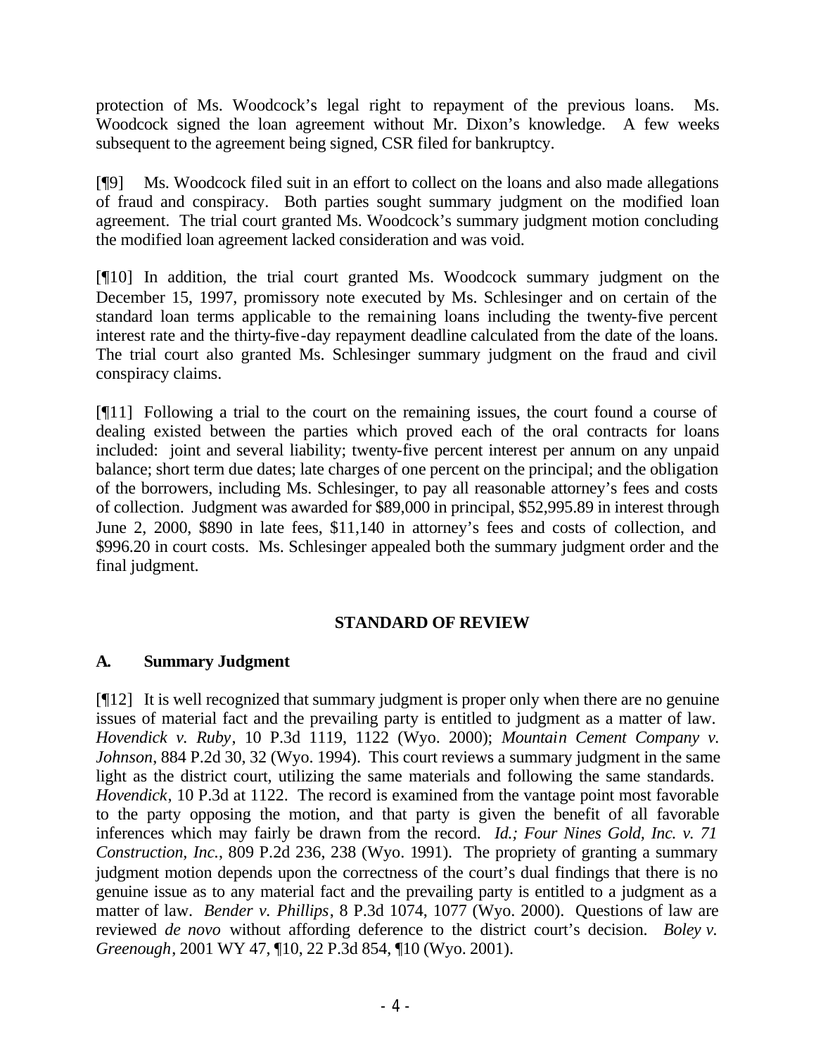protection of Ms. Woodcock's legal right to repayment of the previous loans. Ms. Woodcock signed the loan agreement without Mr. Dixon's knowledge. A few weeks subsequent to the agreement being signed, CSR filed for bankruptcy.

[¶9] Ms. Woodcock filed suit in an effort to collect on the loans and also made allegations of fraud and conspiracy. Both parties sought summary judgment on the modified loan agreement. The trial court granted Ms. Woodcock's summary judgment motion concluding the modified loan agreement lacked consideration and was void.

[¶10] In addition, the trial court granted Ms. Woodcock summary judgment on the December 15, 1997, promissory note executed by Ms. Schlesinger and on certain of the standard loan terms applicable to the remaining loans including the twenty-five percent interest rate and the thirty-five-day repayment deadline calculated from the date of the loans. The trial court also granted Ms. Schlesinger summary judgment on the fraud and civil conspiracy claims.

[¶11] Following a trial to the court on the remaining issues, the court found a course of dealing existed between the parties which proved each of the oral contracts for loans included: joint and several liability; twenty-five percent interest per annum on any unpaid balance; short term due dates; late charges of one percent on the principal; and the obligation of the borrowers, including Ms. Schlesinger, to pay all reasonable attorney's fees and costs of collection. Judgment was awarded for $89,000 in principal, $52,995.89 in interest through June 2, 2000, $890 in late fees, $11,140 in attorney's fees and costs of collection, and $996.20 in court costs. Ms. Schlesinger appealed both the summary judgment order and the final judgment.

## STANDARD OF REVIEW

### A. Summary Judgment

[¶12] It is well recognized that summary judgment is proper only when there are no genuine issues of material fact and the prevailing party is entitled to judgment as a matter of law. *Hovendick v. Ruby*, 10 P.3d 1119, 1122 (Wyo. 2000); *Mountain Cement Company v. Johnson*, 884 P.2d 30, 32 (Wyo. 1994). This court reviews a summary judgment in the same light as the district court, utilizing the same materials and following the same standards. *Hovendick*, 10 P.3d at 1122. The record is examined from the vantage point most favorable to the party opposing the motion, and that party is given the benefit of all favorable inferences which may fairly be drawn from the record. *Id.; Four Nines Gold, Inc. v. 71 Construction, Inc.*, 809 P.2d 236, 238 (Wyo. 1991). The propriety of granting a summary judgment motion depends upon the correctness of the court's dual findings that there is no genuine issue as to any material fact and the prevailing party is entitled to a judgment as a matter of law. *Bender v. Phillips*, 8 P.3d 1074, 1077 (Wyo. 2000). Questions of law are reviewed *de novo* without affording deference to the district court's decision. *Boley v. Greenough*, 2001 WY 47, ¶10, 22 P.3d 854, ¶10 (Wyo. 2001).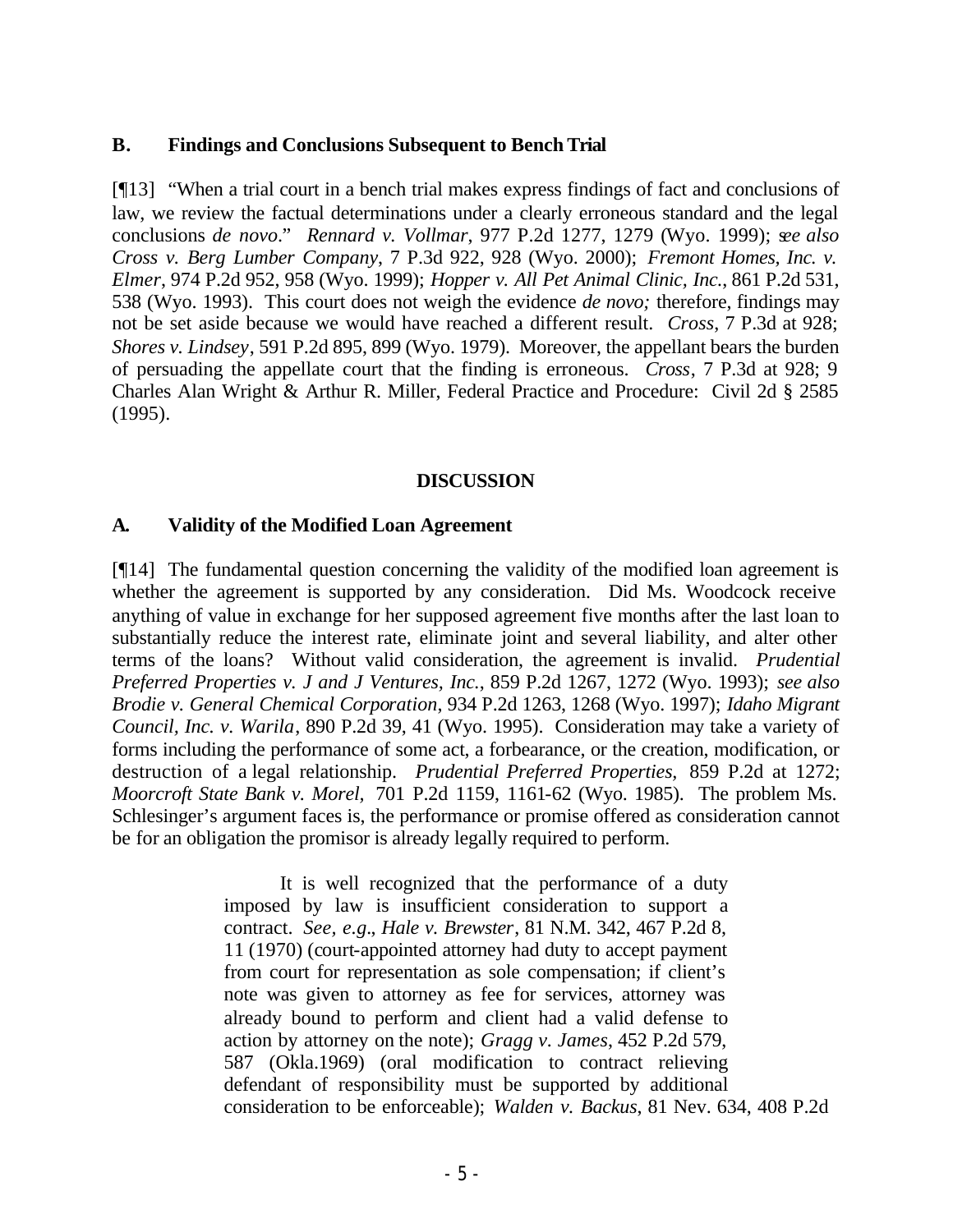### B. Findings and Conclusions Subsequent to Bench Trial

[¶13] "When a trial court in a bench trial makes express findings of fact and conclusions of law, we review the factual determinations under a clearly erroneous standard and the legal conclusions *de novo*." *Rennard v. Vollmar*, 977 P.2d 1277, 1279 (Wyo. 1999); *see also Cross v. Berg Lumber Company*, 7 P.3d 922, 928 (Wyo. 2000); *Fremont Homes, Inc. v. Elmer*, 974 P.2d 952, 958 (Wyo. 1999); *Hopper v. All Pet Animal Clinic, Inc.*, 861 P.2d 531, 538 (Wyo. 1993). This court does not weigh the evidence *de novo;* therefore, findings may not be set aside because we would have reached a different result. *Cross*, 7 P.3d at 928; *Shores v. Lindsey*, 591 P.2d 895, 899 (Wyo. 1979). Moreover, the appellant bears the burden of persuading the appellate court that the finding is erroneous. *Cross*, 7 P.3d at 928; 9 Charles Alan Wright & Arthur R. Miller, Federal Practice and Procedure: Civil 2d § 2585 (1995).

## DISCUSSION

### A. Validity of the Modified Loan Agreement

[¶14] The fundamental question concerning the validity of the modified loan agreement is whether the agreement is supported by any consideration. Did Ms. Woodcock receive anything of value in exchange for her supposed agreement five months after the last loan to substantially reduce the interest rate, eliminate joint and several liability, and alter other terms of the loans? Without valid consideration, the agreement is invalid. *Prudential Preferred Properties v. J and J Ventures, Inc.*, 859 P.2d 1267, 1272 (Wyo. 1993); *see also Brodie v. General Chemical Corporation*, 934 P.2d 1263, 1268 (Wyo. 1997); *Idaho Migrant Council, Inc. v. Warila*, 890 P.2d 39, 41 (Wyo. 1995). Consideration may take a variety of forms including the performance of some act, a forbearance, or the creation, modification, or destruction of a legal relationship. *Prudential Preferred Properties*, 859 P.2d at 1272; *Moorcroft State Bank v. Morel*, 701 P.2d 1159, 1161-62 (Wyo. 1985). The problem Ms. Schlesinger's argument faces is, the performance or promise offered as consideration cannot be for an obligation the promisor is already legally required to perform.

> It is well recognized that the performance of a duty imposed by law is insufficient consideration to support a contract. *See, e.g.*, *Hale v. Brewster*, 81 N.M. 342, 467 P.2d 8, 11 (1970) (court-appointed attorney had duty to accept payment from court for representation as sole compensation; if client's note was given to attorney as fee for services, attorney was already bound to perform and client had a valid defense to action by attorney on the note); *Gragg v. James*, 452 P.2d 579, 587 (Okla.1969) (oral modification to contract relieving defendant of responsibility must be supported by additional consideration to be enforceable); *Walden v. Backus*, 81 Nev. 634, 408 P.2d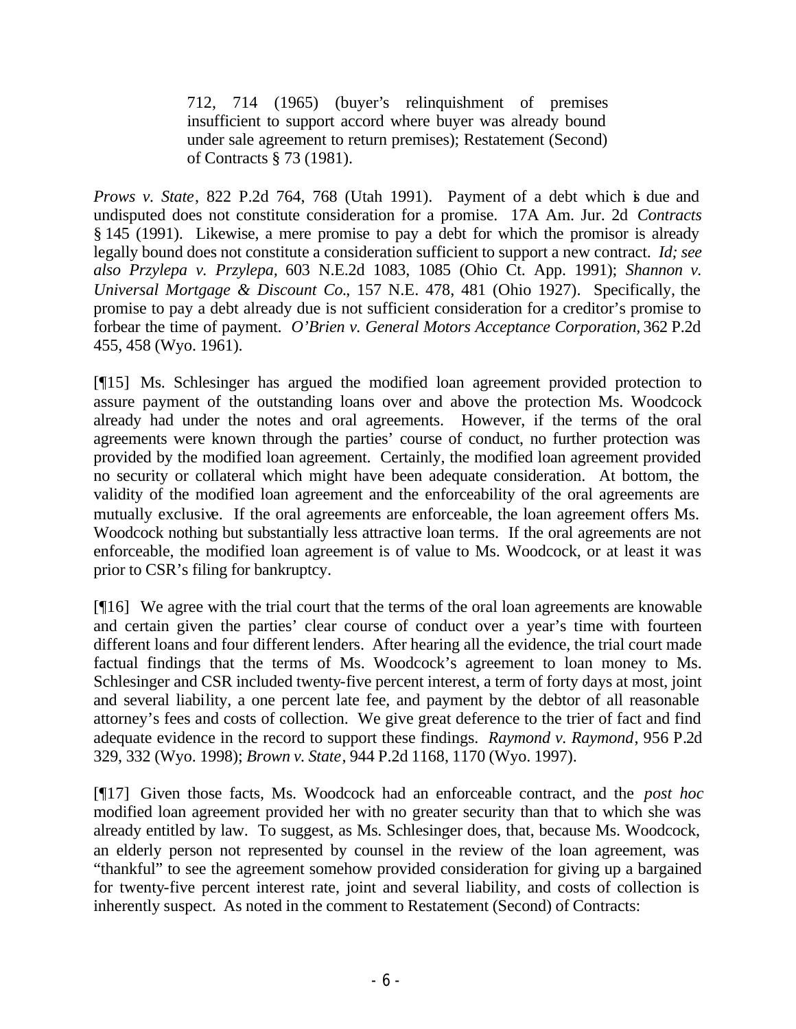> 712, 714 (1965) (buyer's relinquishment of premises insufficient to support accord where buyer was already bound under sale agreement to return premises); Restatement (Second) of Contracts § 73 (1981).

*Prows v. State*, 822 P.2d 764, 768 (Utah 1991). Payment of a debt which is due and undisputed does not constitute consideration for a promise. 17A Am. Jur. 2d *Contracts* § 145 (1991). Likewise, a mere promise to pay a debt for which the promisor is already legally bound does not constitute a consideration sufficient to support a new contract. *Id; see also Przylepa v. Przylepa,* 603 N.E.2d 1083, 1085 (Ohio Ct. App. 1991); *Shannon v. Universal Mortgage & Discount Co.*, 157 N.E. 478, 481 (Ohio 1927). Specifically, the promise to pay a debt already due is not sufficient consideration for a creditor's promise to forbear the time of payment. *O'Brien v. General Motors Acceptance Corporation,* 362 P.2d 455, 458 (Wyo. 1961).

[¶15] Ms. Schlesinger has argued the modified loan agreement provided protection to assure payment of the outstanding loans over and above the protection Ms. Woodcock already had under the notes and oral agreements. However, if the terms of the oral agreements were known through the parties' course of conduct, no further protection was provided by the modified loan agreement. Certainly, the modified loan agreement provided no security or collateral which might have been adequate consideration. At bottom, the validity of the modified loan agreement and the enforceability of the oral agreements are mutually exclusive. If the oral agreements are enforceable, the loan agreement offers Ms. Woodcock nothing but substantially less attractive loan terms. If the oral agreements are not enforceable, the modified loan agreement is of value to Ms. Woodcock, or at least it was prior to CSR's filing for bankruptcy.

[¶16] We agree with the trial court that the terms of the oral loan agreements are knowable and certain given the parties' clear course of conduct over a year's time with fourteen different loans and four different lenders. After hearing all the evidence, the trial court made factual findings that the terms of Ms. Woodcock's agreement to loan money to Ms. Schlesinger and CSR included twenty-five percent interest, a term of forty days at most, joint and several liability, a one percent late fee, and payment by the debtor of all reasonable attorney's fees and costs of collection. We give great deference to the trier of fact and find adequate evidence in the record to support these findings. *Raymond v. Raymond*, 956 P.2d 329, 332 (Wyo. 1998); *Brown v. State*, 944 P.2d 1168, 1170 (Wyo. 1997).

[¶17] Given those facts, Ms. Woodcock had an enforceable contract, and the *post hoc* modified loan agreement provided her with no greater security than that to which she was already entitled by law. To suggest, as Ms. Schlesinger does, that, because Ms. Woodcock, an elderly person not represented by counsel in the review of the loan agreement, was "thankful" to see the agreement somehow provided consideration for giving up a bargained for twenty-five percent interest rate, joint and several liability, and costs of collection is inherently suspect. As noted in the comment to Restatement (Second) of Contracts: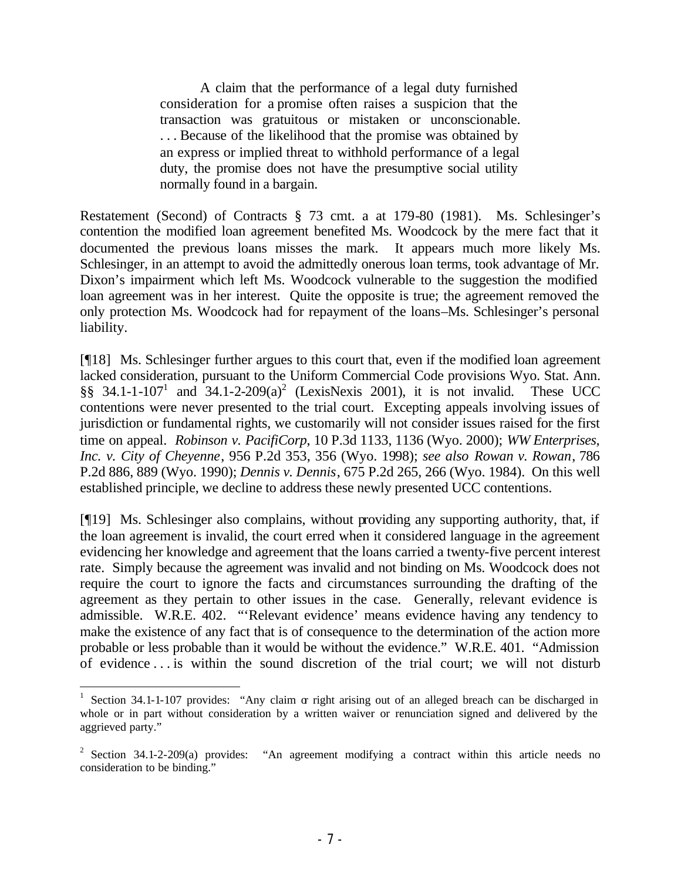> A claim that the performance of a legal duty furnished consideration for a promise often raises a suspicion that the transaction was gratuitous or mistaken or unconscionable. . . . Because of the likelihood that the promise was obtained by an express or implied threat to withhold performance of a legal duty, the promise does not have the presumptive social utility normally found in a bargain.

Restatement (Second) of Contracts § 73 cmt. a at 179-80 (1981). Ms. Schlesinger's contention the modified loan agreement benefited Ms. Woodcock by the mere fact that it documented the previous loans misses the mark. It appears much more likely Ms. Schlesinger, in an attempt to avoid the admittedly onerous loan terms, took advantage of Mr. Dixon's impairment which left Ms. Woodcock vulnerable to the suggestion the modified loan agreement was in her interest. Quite the opposite is true; the agreement removed the only protection Ms. Woodcock had for repayment of the loans–Ms. Schlesinger's personal liability.

[¶18] Ms. Schlesinger further argues to this court that, even if the modified loan agreement lacked consideration, pursuant to the Uniform Commercial Code provisions Wyo. Stat. Ann. §§ 34.1-1-107[1] and 34.1-2-209(a)[2] (LexisNexis 2001), it is not invalid. These UCC contentions were never presented to the trial court. Excepting appeals involving issues of jurisdiction or fundamental rights, we customarily will not consider issues raised for the first time on appeal. *Robinson v. PacifiCorp*, 10 P.3d 1133, 1136 (Wyo. 2000); *WW Enterprises, Inc. v. City of Cheyenne*, 956 P.2d 353, 356 (Wyo. 1998); *see also Rowan v. Rowan*, 786 P.2d 886, 889 (Wyo. 1990); *Dennis v. Dennis*, 675 P.2d 265, 266 (Wyo. 1984). On this well established principle, we decline to address these newly presented UCC contentions.

[¶19] Ms. Schlesinger also complains, without providing any supporting authority, that, if the loan agreement is invalid, the court erred when it considered language in the agreement evidencing her knowledge and agreement that the loans carried a twenty-five percent interest rate. Simply because the agreement was invalid and not binding on Ms. Woodcock does not require the court to ignore the facts and circumstances surrounding the drafting of the agreement as they pertain to other issues in the case. Generally, relevant evidence is admissible. W.R.E. 402. "'Relevant evidence' means evidence having any tendency to make the existence of any fact that is of consequence to the determination of the action more probable or less probable than it would be without the evidence." W.R.E. 401. "Admission of evidence . . . is within the sound discretion of the trial court; we will not disturb

---

[1] Section 34.1-1-107 provides: "Any claim or right arising out of an alleged breach can be discharged in whole or in part without consideration by a written waiver or renunciation signed and delivered by the aggrieved party."

[2] Section 34.1-2-209(a) provides: "An agreement modifying a contract within this article needs no consideration to be binding."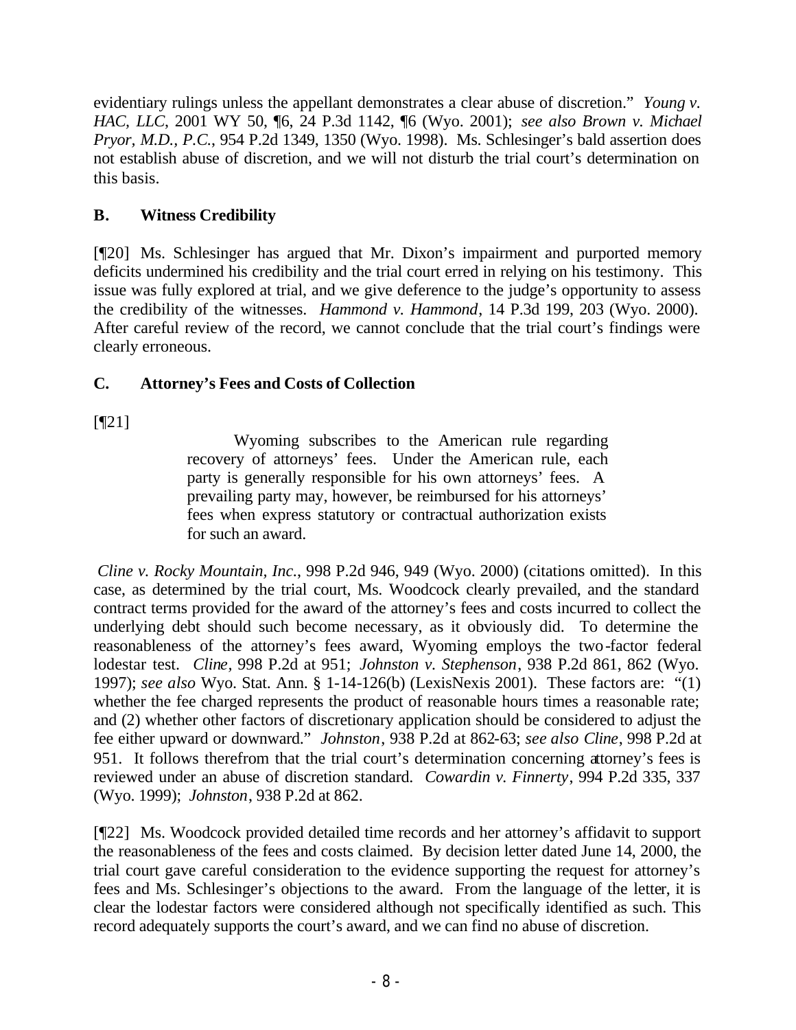evidentiary rulings unless the appellant demonstrates a clear abuse of discretion." *Young v. HAC, LLC*, 2001 WY 50, ¶6, 24 P.3d 1142, ¶6 (Wyo. 2001); *see also Brown v. Michael Pryor, M.D., P.C.*, 954 P.2d 1349, 1350 (Wyo. 1998). Ms. Schlesinger's bald assertion does not establish abuse of discretion, and we will not disturb the trial court's determination on this basis.

### B. Witness Credibility

[¶20] Ms. Schlesinger has argued that Mr. Dixon's impairment and purported memory deficits undermined his credibility and the trial court erred in relying on his testimony. This issue was fully explored at trial, and we give deference to the judge's opportunity to assess the credibility of the witnesses. *Hammond v. Hammond*, 14 P.3d 199, 203 (Wyo. 2000). After careful review of the record, we cannot conclude that the trial court's findings were clearly erroneous.

### C. Attorney's Fees and Costs of Collection

[¶21]

> Wyoming subscribes to the American rule regarding recovery of attorneys' fees. Under the American rule, each party is generally responsible for his own attorneys' fees. A prevailing party may, however, be reimbursed for his attorneys' fees when express statutory or contractual authorization exists for such an award.

*Cline v. Rocky Mountain, Inc.*, 998 P.2d 946, 949 (Wyo. 2000) (citations omitted). In this case, as determined by the trial court, Ms. Woodcock clearly prevailed, and the standard contract terms provided for the award of the attorney's fees and costs incurred to collect the underlying debt should such become necessary, as it obviously did. To determine the reasonableness of the attorney's fees award, Wyoming employs the two-factor federal lodestar test. *Cline*, 998 P.2d at 951; *Johnston v. Stephenson*, 938 P.2d 861, 862 (Wyo. 1997); *see also* Wyo. Stat. Ann. § 1-14-126(b) (LexisNexis 2001). These factors are: "(1) whether the fee charged represents the product of reasonable hours times a reasonable rate; and (2) whether other factors of discretionary application should be considered to adjust the fee either upward or downward." *Johnston*, 938 P.2d at 862-63; *see also Cline*, 998 P.2d at 951. It follows therefrom that the trial court's determination concerning attorney's fees is reviewed under an abuse of discretion standard. *Cowardin v. Finnerty*, 994 P.2d 335, 337 (Wyo. 1999); *Johnston*, 938 P.2d at 862.

[¶22] Ms. Woodcock provided detailed time records and her attorney's affidavit to support the reasonableness of the fees and costs claimed. By decision letter dated June 14, 2000, the trial court gave careful consideration to the evidence supporting the request for attorney's fees and Ms. Schlesinger's objections to the award. From the language of the letter, it is clear the lodestar factors were considered although not specifically identified as such. This record adequately supports the court's award, and we can find no abuse of discretion.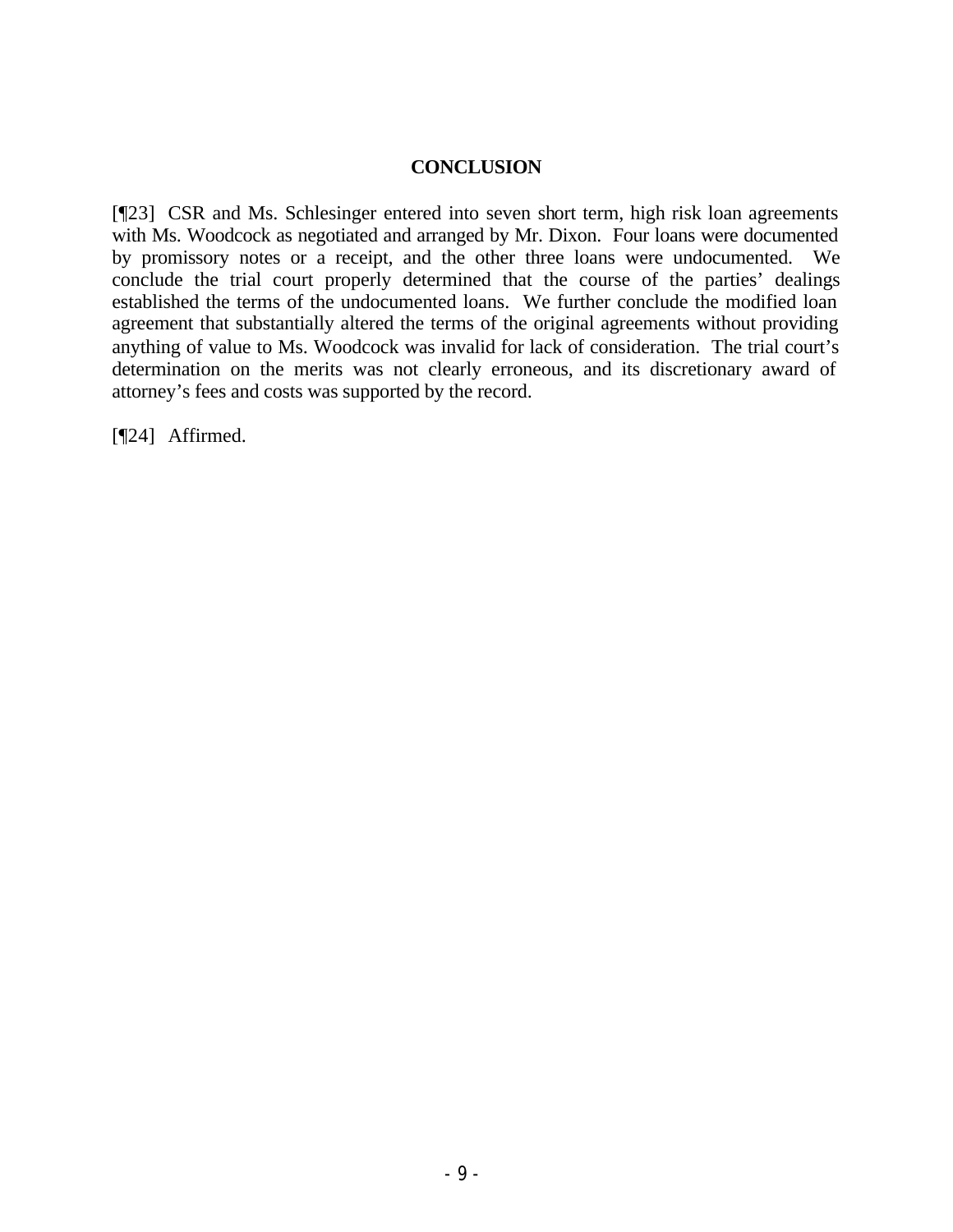**CONCLUSION**

[¶23] CSR and Ms. Schlesinger entered into seven short term, high risk loan agreements with Ms. Woodcock as negotiated and arranged by Mr. Dixon. Four loans were documented by promissory notes or a receipt, and the other three loans were undocumented. We conclude the trial court properly determined that the course of the parties' dealings established the terms of the undocumented loans. We further conclude the modified loan agreement that substantially altered the terms of the original agreements without providing anything of value to Ms. Woodcock was invalid for lack of consideration. The trial court's determination on the merits was not clearly erroneous, and its discretionary award of attorney's fees and costs was supported by the record.

[¶24] Affirmed.